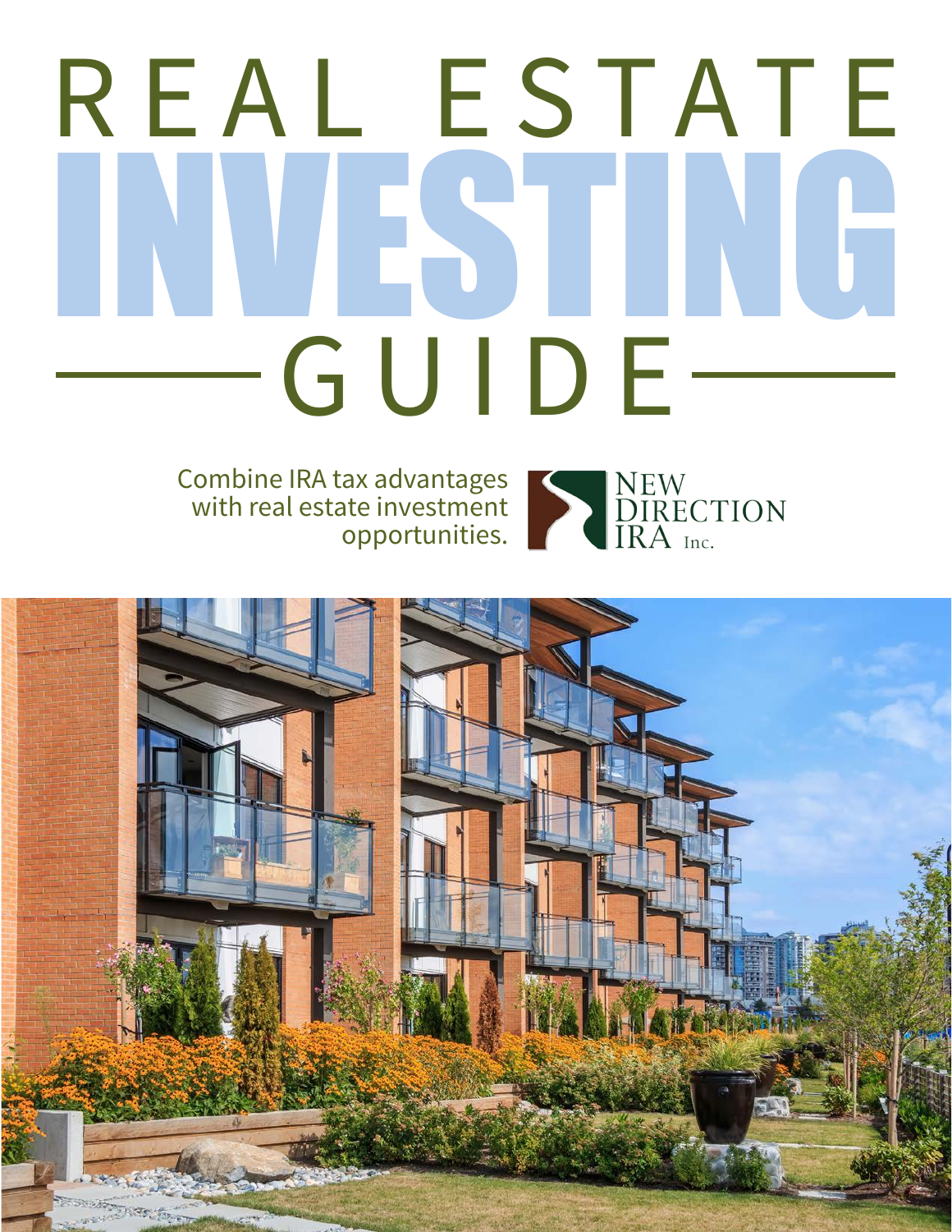# REAL ESTATE INVESTING GUIDE

Combine IRA tax advantages with real estate investment opportunities.

NEW DIRECTION IRA Inc.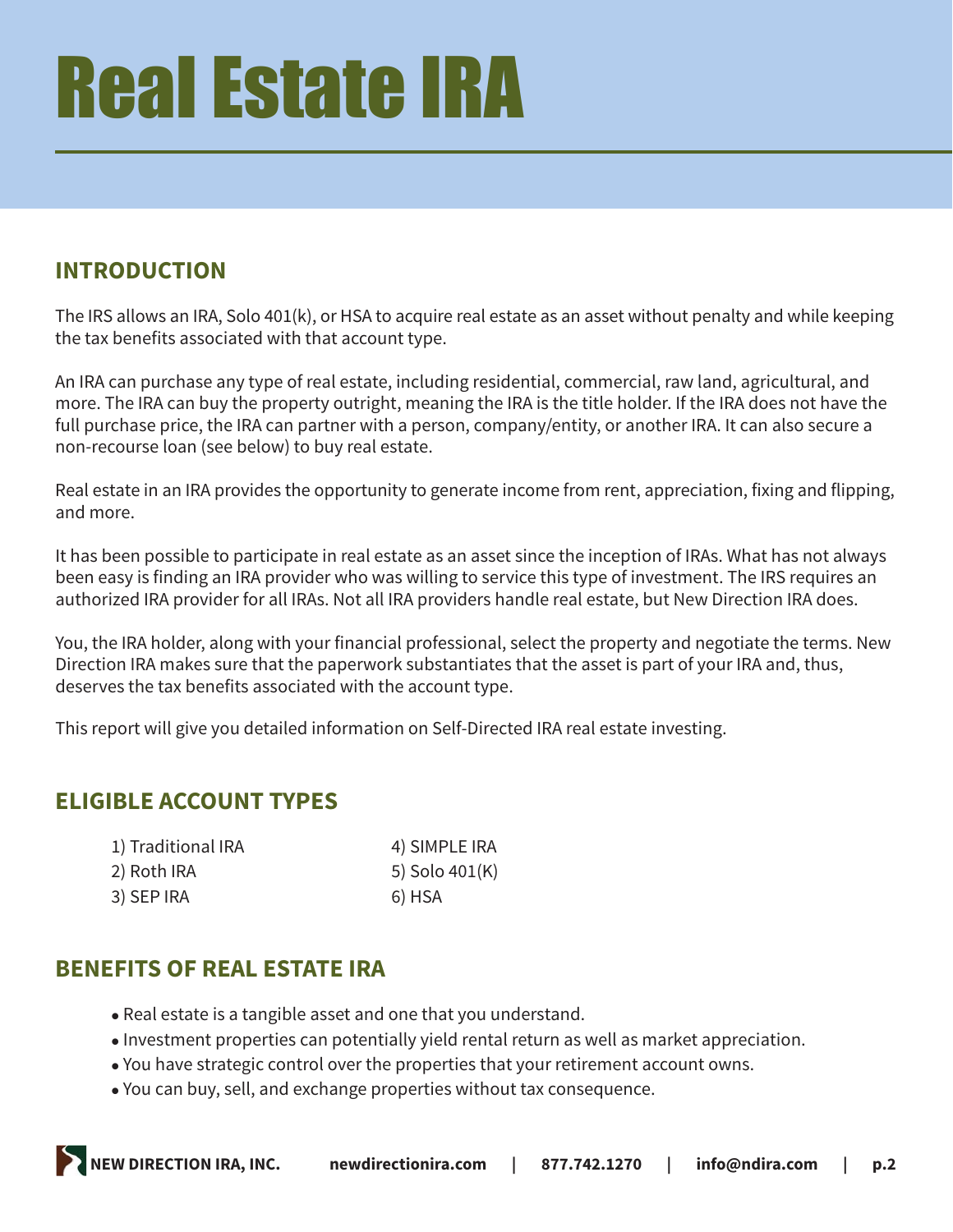# Real Estate IRA

## INTRODUCTION

The IRS allows an IRA, Solo 401(k), or HSA to acquire real estate as an asset without penalty and while keeping the tax benefits associated with that account type.

An IRA can purchase any type of real estate, including residential, commercial, raw land, agricultural, and more. The IRA can buy the property outright, meaning the IRA is the title holder. If the IRA does not have the full purchase price, the IRA can partner with a person, company/entity, or another IRA. It can also secure a non-recourse loan (see below) to buy real estate.

Real estate in an IRA provides the opportunity to generate income from rent, appreciation, fixing and flipping, and more.

It has been possible to participate in real estate as an asset since the inception of IRAs. What has not always been easy is finding an IRA provider who was willing to service this type of investment. The IRS requires an authorized IRA provider for all IRAs. Not all IRA providers handle real estate, but New Direction IRA does.

You, the IRA holder, along with your financial professional, select the property and negotiate the terms. New Direction IRA makes sure that the paperwork substantiates that the asset is part of your IRA and, thus, deserves the tax benefits associated with the account type.

This report will give you detailed information on Self-Directed IRA real estate investing.

## ELIGIBLE ACCOUNT TYPES

1) Traditional IRA
2) Roth IRA
3) SEP IRA
4) SIMPLE IRA
5) Solo 401(K)
6) HSA

## BENEFITS OF REAL ESTATE IRA

- Real estate is a tangible asset and one that you understand.
- Investment properties can potentially yield rental return as well as market appreciation.
- You have strategic control over the properties that your retirement account owns.
- You can buy, sell, and exchange properties without tax consequence.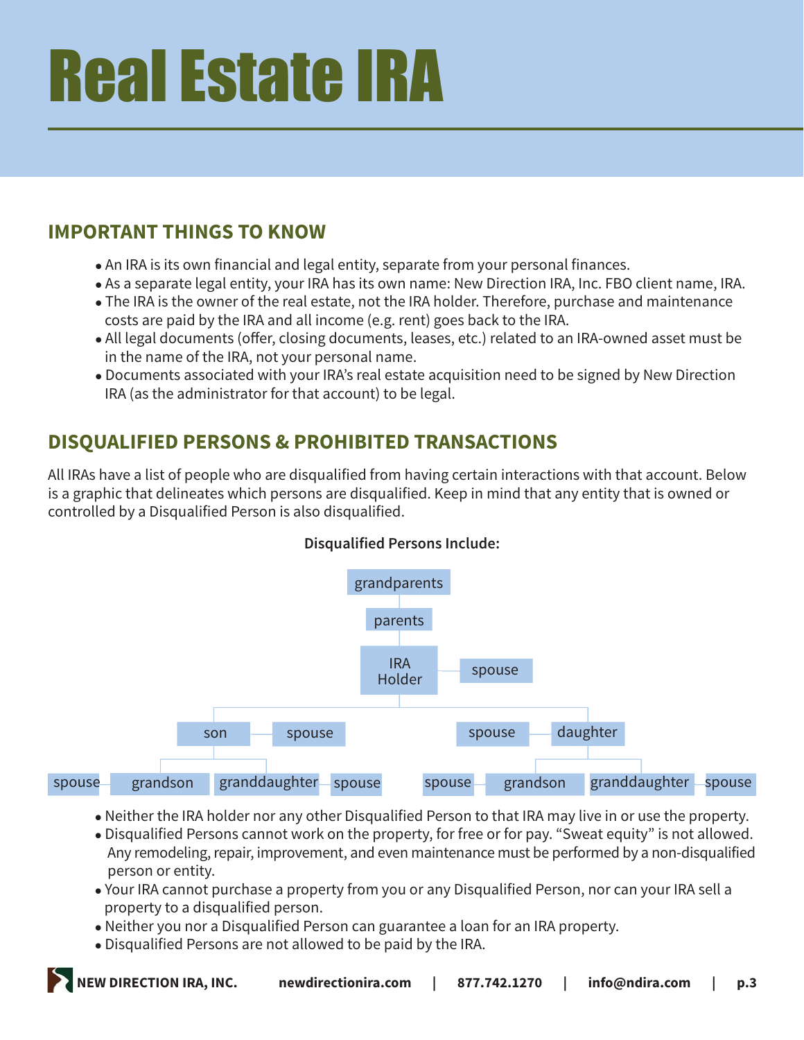# Real Estate IRA

## IMPORTANT THINGS TO KNOW

- An IRA is its own financial and legal entity, separate from your personal finances.
- As a separate legal entity, your IRA has its own name: New Direction IRA, Inc. FBO client name, IRA.
- The IRA is the owner of the real estate, not the IRA holder. Therefore, purchase and maintenance costs are paid by the IRA and all income (e.g. rent) goes back to the IRA.
- All legal documents (offer, closing documents, leases, etc.) related to an IRA-owned asset must be in the name of the IRA, not your personal name.
- Documents associated with your IRA's real estate acquisition need to be signed by New Direction IRA (as the administrator for that account) to be legal.

## DISQUALIFIED PERSONS & PROHIBITED TRANSACTIONS

All IRAs have a list of people who are disqualified from having certain interactions with that account. Below is a graphic that delineates which persons are disqualified. Keep in mind that any entity that is owned or controlled by a Disqualified Person is also disqualified.

**Disqualified Persons Include:**

- grandparents
  - parents
    - IRA Holder — spouse
      - son — spouse
        - grandson — spouse
        - granddaughter — spouse
      - daughter — spouse
        - grandson — spouse
        - granddaughter — spouse

- Neither the IRA holder nor any other Disqualified Person to that IRA may live in or use the property.
- Disqualified Persons cannot work on the property, for free or for pay. "Sweat equity" is not allowed. Any remodeling, repair, improvement, and even maintenance must be performed by a non-disqualified person or entity.
- Your IRA cannot purchase a property from you or any Disqualified Person, nor can your IRA sell a property to a disqualified person.
- Neither you nor a Disqualified Person can guarantee a loan for an IRA property.
- Disqualified Persons are not allowed to be paid by the IRA.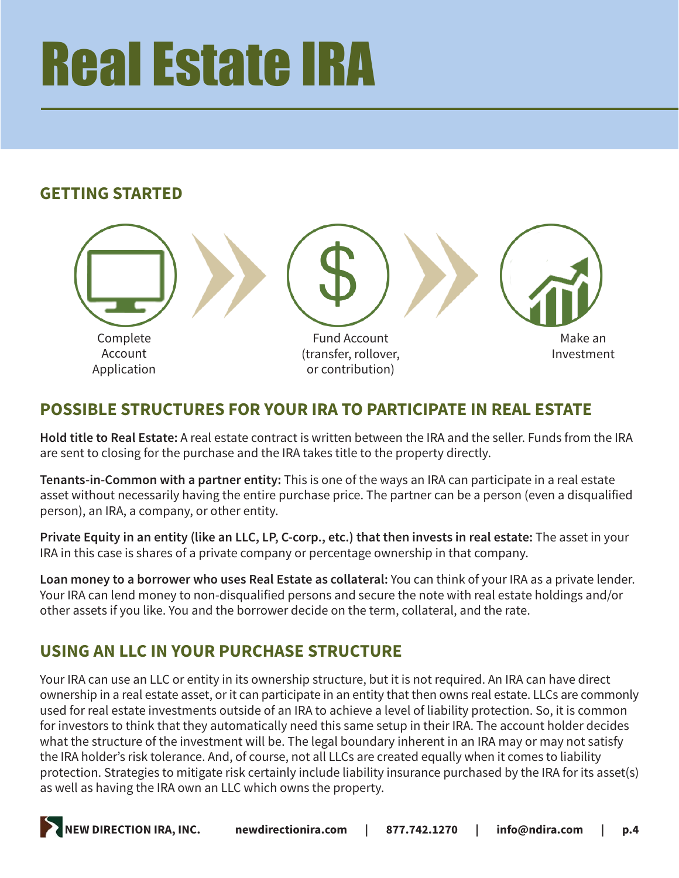# Real Estate IRA

## GETTING STARTED

Complete Account Application

Fund Account (transfer, rollover, or contribution)

Make an Investment

## POSSIBLE STRUCTURES FOR YOUR IRA TO PARTICIPATE IN REAL ESTATE

**Hold title to Real Estate:** A real estate contract is written between the IRA and the seller. Funds from the IRA are sent to closing for the purchase and the IRA takes title to the property directly.

**Tenants-in-Common with a partner entity:** This is one of the ways an IRA can participate in a real estate asset without necessarily having the entire purchase price. The partner can be a person (even a disqualified person), an IRA, a company, or other entity.

**Private Equity in an entity (like an LLC, LP, C-corp., etc.) that then invests in real estate:** The asset in your IRA in this case is shares of a private company or percentage ownership in that company.

**Loan money to a borrower who uses Real Estate as collateral:** You can think of your IRA as a private lender. Your IRA can lend money to non-disqualified persons and secure the note with real estate holdings and/or other assets if you like. You and the borrower decide on the term, collateral, and the rate.

## USING AN LLC IN YOUR PURCHASE STRUCTURE

Your IRA can use an LLC or entity in its ownership structure, but it is not required. An IRA can have direct ownership in a real estate asset, or it can participate in an entity that then owns real estate. LLCs are commonly used for real estate investments outside of an IRA to achieve a level of liability protection. So, it is common for investors to think that they automatically need this same setup in their IRA. The account holder decides what the structure of the investment will be. The legal boundary inherent in an IRA may or may not satisfy the IRA holder's risk tolerance. And, of course, not all LLCs are created equally when it comes to liability protection. Strategies to mitigate risk certainly include liability insurance purchased by the IRA for its asset(s) as well as having the IRA own an LLC which owns the property.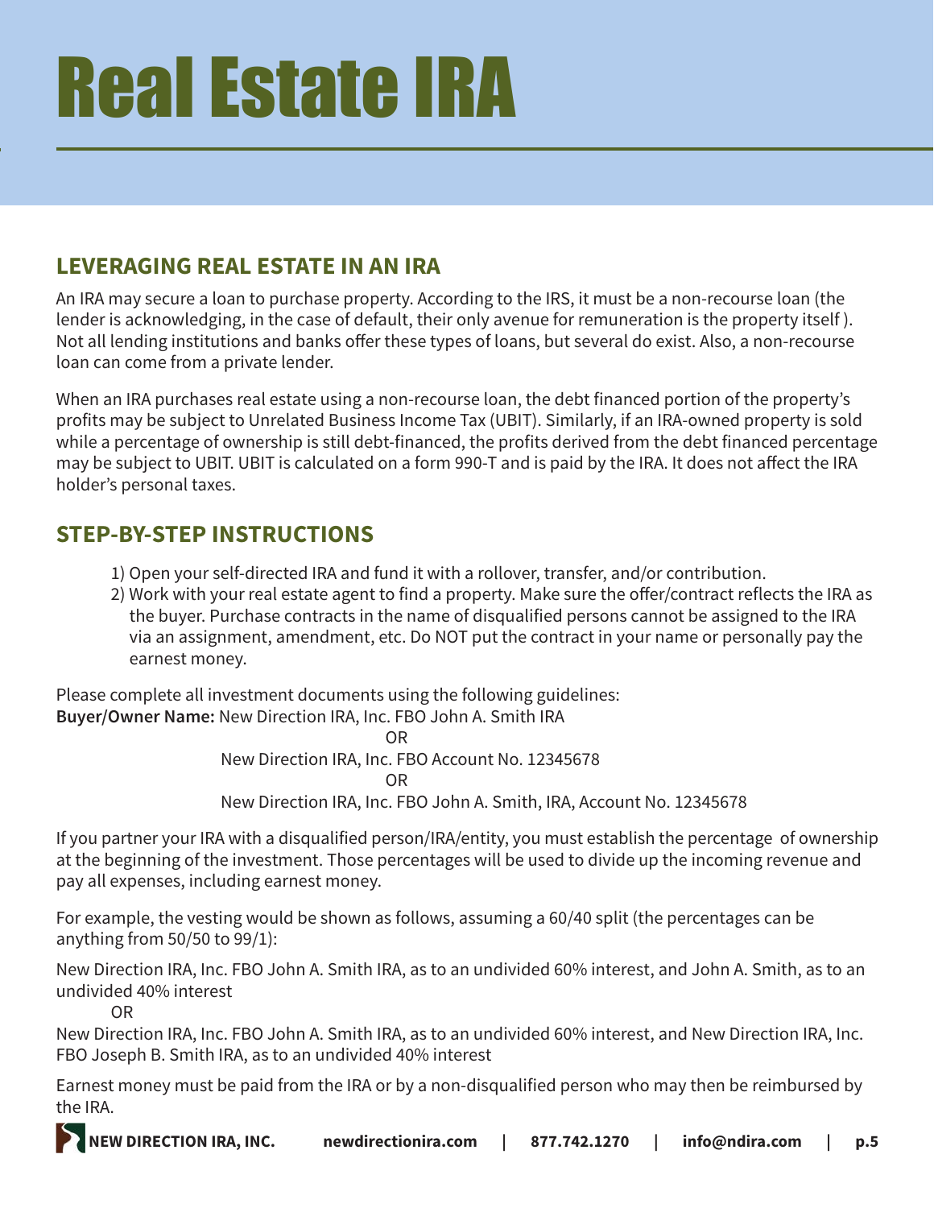# Real Estate IRA

## LEVERAGING REAL ESTATE IN AN IRA

An IRA may secure a loan to purchase property. According to the IRS, it must be a non-recourse loan (the lender is acknowledging, in the case of default, their only avenue for remuneration is the property itself ). Not all lending institutions and banks offer these types of loans, but several do exist. Also, a non-recourse loan can come from a private lender.

When an IRA purchases real estate using a non-recourse loan, the debt financed portion of the property's profits may be subject to Unrelated Business Income Tax (UBIT). Similarly, if an IRA-owned property is sold while a percentage of ownership is still debt-financed, the profits derived from the debt financed percentage may be subject to UBIT. UBIT is calculated on a form 990-T and is paid by the IRA. It does not affect the IRA holder's personal taxes.

## STEP-BY-STEP INSTRUCTIONS

1) Open your self-directed IRA and fund it with a rollover, transfer, and/or contribution.
2) Work with your real estate agent to find a property. Make sure the offer/contract reflects the IRA as the buyer. Purchase contracts in the name of disqualified persons cannot be assigned to the IRA via an assignment, amendment, etc. Do NOT put the contract in your name or personally pay the earnest money.

Please complete all investment documents using the following guidelines:
**Buyer/Owner Name:** New Direction IRA, Inc. FBO John A. Smith IRA

OR

New Direction IRA, Inc. FBO Account No. 12345678

OR

New Direction IRA, Inc. FBO John A. Smith, IRA, Account No. 12345678

If you partner your IRA with a disqualified person/IRA/entity, you must establish the percentage of ownership at the beginning of the investment. Those percentages will be used to divide up the incoming revenue and pay all expenses, including earnest money.

For example, the vesting would be shown as follows, assuming a 60/40 split (the percentages can be anything from 50/50 to 99/1):

New Direction IRA, Inc. FBO John A. Smith IRA, as to an undivided 60% interest, and John A. Smith, as to an undivided 40% interest

OR

New Direction IRA, Inc. FBO John A. Smith IRA, as to an undivided 60% interest, and New Direction IRA, Inc. FBO Joseph B. Smith IRA, as to an undivided 40% interest

Earnest money must be paid from the IRA or by a non-disqualified person who may then be reimbursed by the IRA.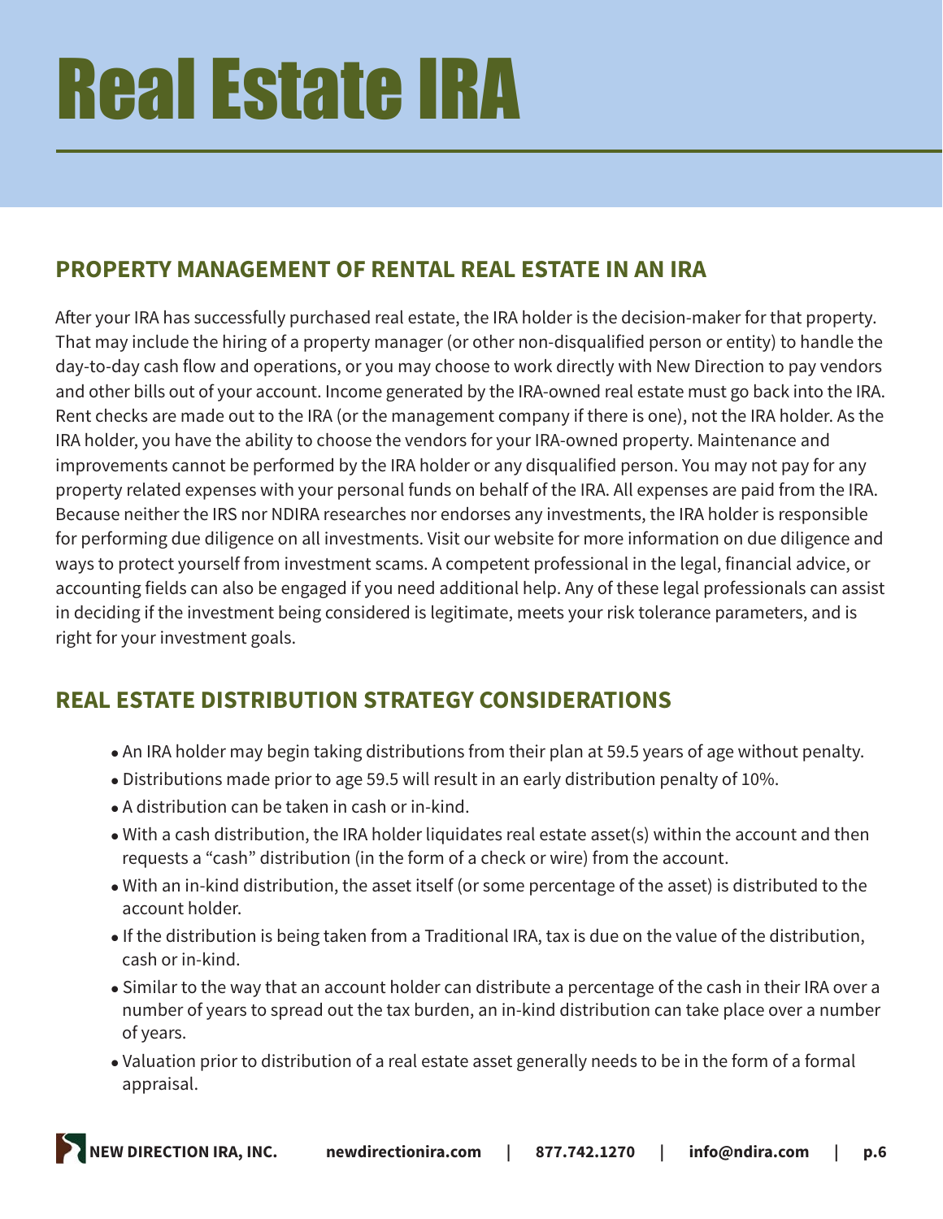# Real Estate IRA

## PROPERTY MANAGEMENT OF RENTAL REAL ESTATE IN AN IRA

After your IRA has successfully purchased real estate, the IRA holder is the decision-maker for that property. That may include the hiring of a property manager (or other non-disqualified person or entity) to handle the day-to-day cash flow and operations, or you may choose to work directly with New Direction to pay vendors and other bills out of your account. Income generated by the IRA-owned real estate must go back into the IRA. Rent checks are made out to the IRA (or the management company if there is one), not the IRA holder. As the IRA holder, you have the ability to choose the vendors for your IRA-owned property. Maintenance and improvements cannot be performed by the IRA holder or any disqualified person. You may not pay for any property related expenses with your personal funds on behalf of the IRA. All expenses are paid from the IRA. Because neither the IRS nor NDIRA researches nor endorses any investments, the IRA holder is responsible for performing due diligence on all investments. Visit our website for more information on due diligence and ways to protect yourself from investment scams. A competent professional in the legal, financial advice, or accounting fields can also be engaged if you need additional help. Any of these legal professionals can assist in deciding if the investment being considered is legitimate, meets your risk tolerance parameters, and is right for your investment goals.

## REAL ESTATE DISTRIBUTION STRATEGY CONSIDERATIONS

- An IRA holder may begin taking distributions from their plan at 59.5 years of age without penalty.
- Distributions made prior to age 59.5 will result in an early distribution penalty of 10%.
- A distribution can be taken in cash or in-kind.
- With a cash distribution, the IRA holder liquidates real estate asset(s) within the account and then requests a "cash" distribution (in the form of a check or wire) from the account.
- With an in-kind distribution, the asset itself (or some percentage of the asset) is distributed to the account holder.
- If the distribution is being taken from a Traditional IRA, tax is due on the value of the distribution, cash or in-kind.
- Similar to the way that an account holder can distribute a percentage of the cash in their IRA over a number of years to spread out the tax burden, an in-kind distribution can take place over a number of years.
- Valuation prior to distribution of a real estate asset generally needs to be in the form of a formal appraisal.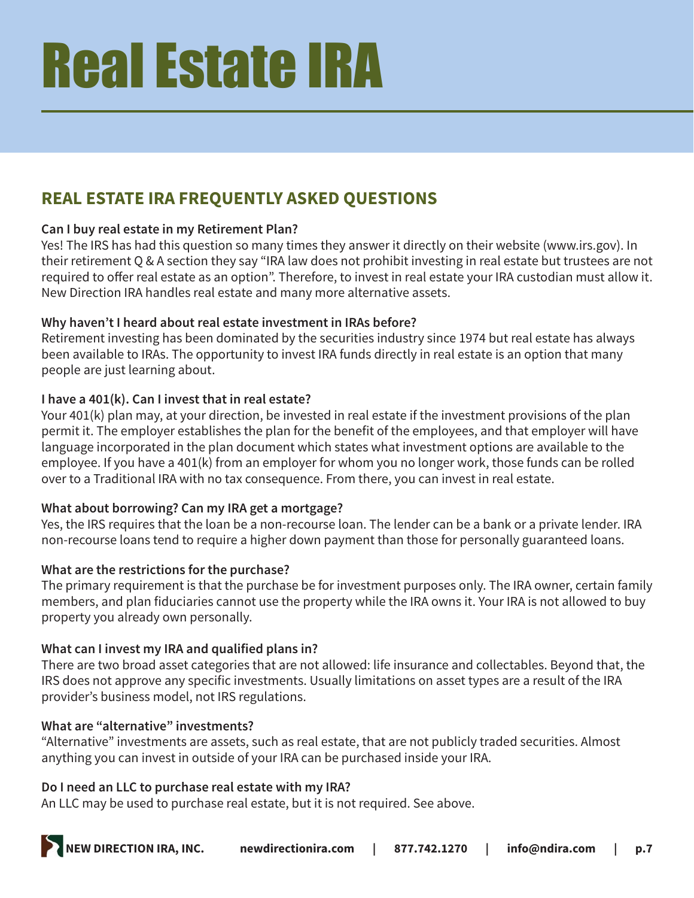# Real Estate IRA

## REAL ESTATE IRA FREQUENTLY ASKED QUESTIONS

**Can I buy real estate in my Retirement Plan?**
Yes! The IRS has had this question so many times they answer it directly on their website (www.irs.gov). In their retirement Q & A section they say "IRA law does not prohibit investing in real estate but trustees are not required to offer real estate as an option". Therefore, to invest in real estate your IRA custodian must allow it. New Direction IRA handles real estate and many more alternative assets.

**Why haven't I heard about real estate investment in IRAs before?**
Retirement investing has been dominated by the securities industry since 1974 but real estate has always been available to IRAs. The opportunity to invest IRA funds directly in real estate is an option that many people are just learning about.

**I have a 401(k). Can I invest that in real estate?**
Your 401(k) plan may, at your direction, be invested in real estate if the investment provisions of the plan permit it. The employer establishes the plan for the benefit of the employees, and that employer will have language incorporated in the plan document which states what investment options are available to the employee. If you have a 401(k) from an employer for whom you no longer work, those funds can be rolled over to a Traditional IRA with no tax consequence. From there, you can invest in real estate.

**What about borrowing? Can my IRA get a mortgage?**
Yes, the IRS requires that the loan be a non-recourse loan. The lender can be a bank or a private lender. IRA non-recourse loans tend to require a higher down payment than those for personally guaranteed loans.

**What are the restrictions for the purchase?**
The primary requirement is that the purchase be for investment purposes only. The IRA owner, certain family members, and plan fiduciaries cannot use the property while the IRA owns it. Your IRA is not allowed to buy property you already own personally.

**What can I invest my IRA and qualified plans in?**
There are two broad asset categories that are not allowed: life insurance and collectables. Beyond that, the IRS does not approve any specific investments. Usually limitations on asset types are a result of the IRA provider's business model, not IRS regulations.

**What are "alternative" investments?**
"Alternative" investments are assets, such as real estate, that are not publicly traded securities. Almost anything you can invest in outside of your IRA can be purchased inside your IRA.

**Do I need an LLC to purchase real estate with my IRA?**
An LLC may be used to purchase real estate, but it is not required. See above.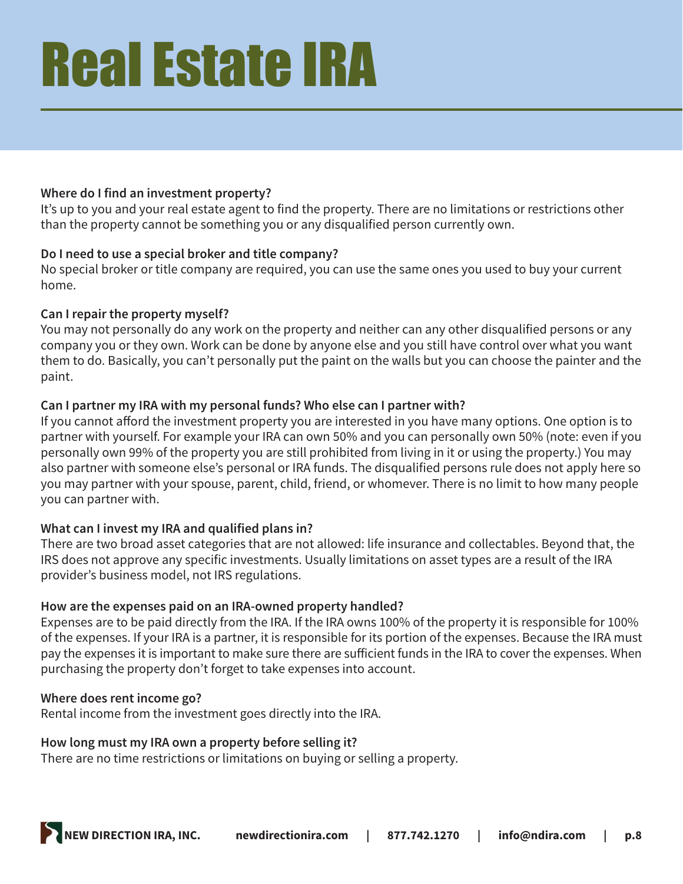# Real Estate IRA

**Where do I find an investment property?**

It's up to you and your real estate agent to find the property. There are no limitations or restrictions other than the property cannot be something you or any disqualified person currently own.

**Do I need to use a special broker and title company?**

No special broker or title company are required, you can use the same ones you used to buy your current home.

**Can I repair the property myself?**

You may not personally do any work on the property and neither can any other disqualified persons or any company you or they own. Work can be done by anyone else and you still have control over what you want them to do. Basically, you can't personally put the paint on the walls but you can choose the painter and the paint.

**Can I partner my IRA with my personal funds? Who else can I partner with?**

If you cannot afford the investment property you are interested in you have many options. One option is to partner with yourself. For example your IRA can own 50% and you can personally own 50% (note: even if you personally own 99% of the property you are still prohibited from living in it or using the property.) You may also partner with someone else's personal or IRA funds. The disqualified persons rule does not apply here so you may partner with your spouse, parent, child, friend, or whomever. There is no limit to how many people you can partner with.

**What can I invest my IRA and qualified plans in?**

There are two broad asset categories that are not allowed: life insurance and collectables. Beyond that, the IRS does not approve any specific investments. Usually limitations on asset types are a result of the IRA provider's business model, not IRS regulations.

**How are the expenses paid on an IRA-owned property handled?**

Expenses are to be paid directly from the IRA. If the IRA owns 100% of the property it is responsible for 100% of the expenses. If your IRA is a partner, it is responsible for its portion of the expenses. Because the IRA must pay the expenses it is important to make sure there are sufficient funds in the IRA to cover the expenses. When purchasing the property don't forget to take expenses into account.

**Where does rent income go?**

Rental income from the investment goes directly into the IRA.

**How long must my IRA own a property before selling it?**

There are no time restrictions or limitations on buying or selling a property.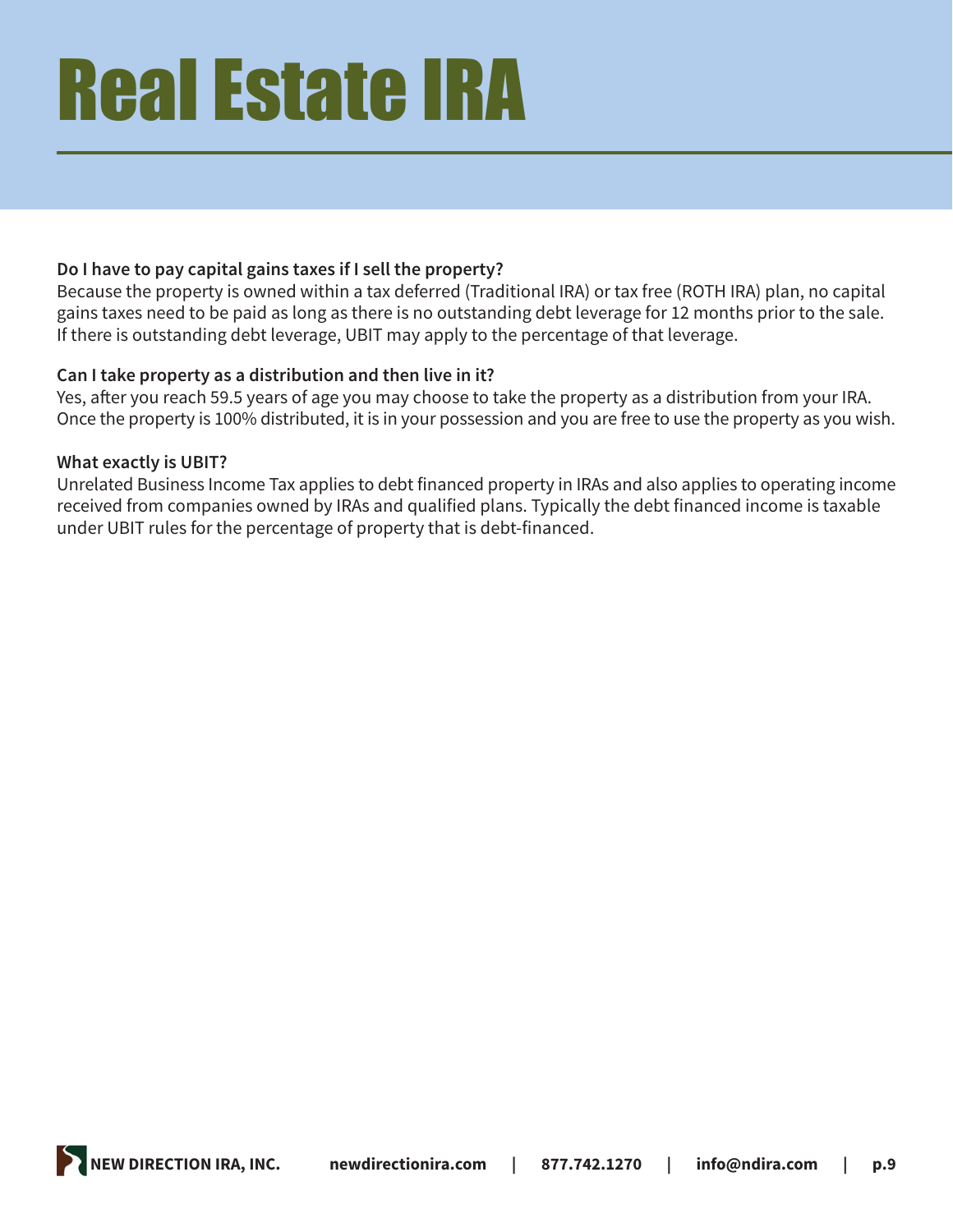# Real Estate IRA

**Do I have to pay capital gains taxes if I sell the property?**
Because the property is owned within a tax deferred (Traditional IRA) or tax free (ROTH IRA) plan, no capital gains taxes need to be paid as long as there is no outstanding debt leverage for 12 months prior to the sale. If there is outstanding debt leverage, UBIT may apply to the percentage of that leverage.

**Can I take property as a distribution and then live in it?**
Yes, after you reach 59.5 years of age you may choose to take the property as a distribution from your IRA. Once the property is 100% distributed, it is in your possession and you are free to use the property as you wish.

**What exactly is UBIT?**
Unrelated Business Income Tax applies to debt financed property in IRAs and also applies to operating income received from companies owned by IRAs and qualified plans. Typically the debt financed income is taxable under UBIT rules for the percentage of property that is debt-financed.